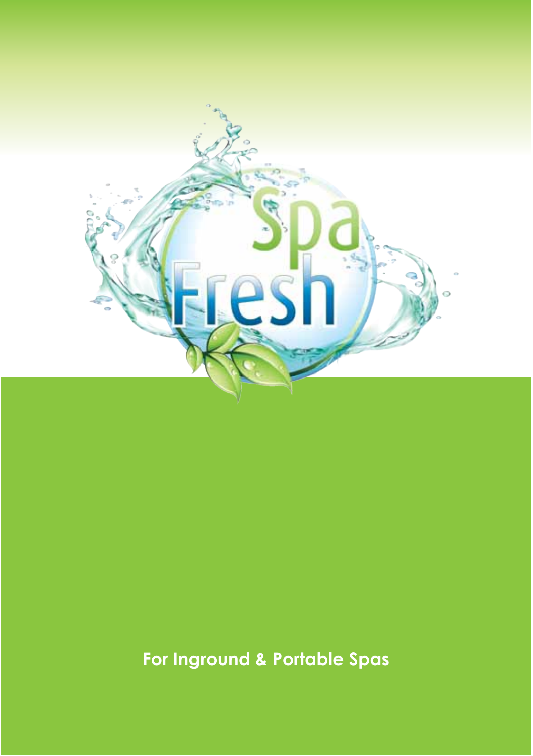# Spa Fresh

For Inground & Portable Spas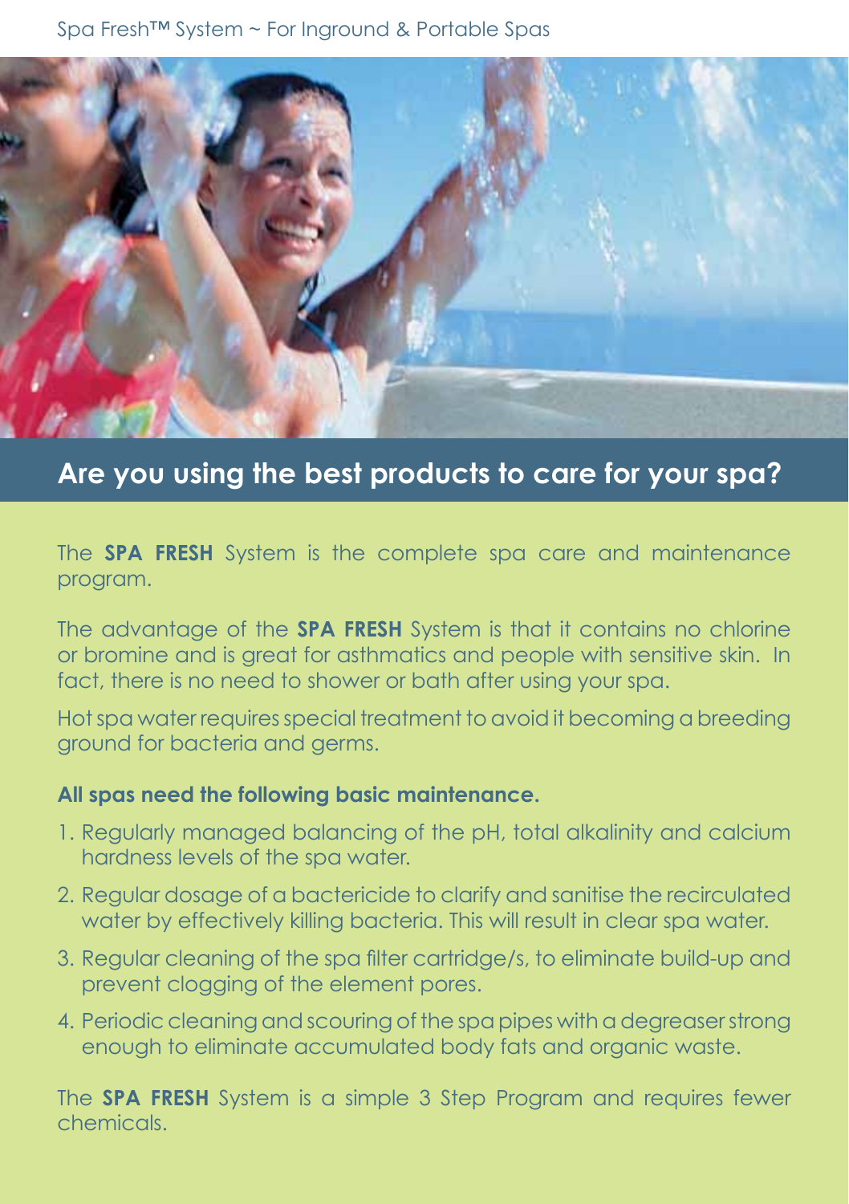## Are you using the best products to care for your spa?

The **SPA FRESH** System is the complete spa care and maintenance program.

The advantage of the **SPA FRESH** System is that it contains no chlorine or bromine and is great for asthmatics and people with sensitive skin. In fact, there is no need to shower or bath after using your spa.

Hot spa water requires special treatment to avoid it becoming a breeding ground for bacteria and germs.

**All spas need the following basic maintenance.**

1. Regularly managed balancing of the pH, total alkalinity and calcium hardness levels of the spa water.
2. Regular dosage of a bactericide to clarify and sanitise the recirculated water by effectively killing bacteria. This will result in clear spa water.
3. Regular cleaning of the spa filter cartridge/s, to eliminate build-up and prevent clogging of the element pores.
4. Periodic cleaning and scouring of the spa pipes with a degreaser strong enough to eliminate accumulated body fats and organic waste.

The **SPA FRESH** System is a simple 3 Step Program and requires fewer chemicals.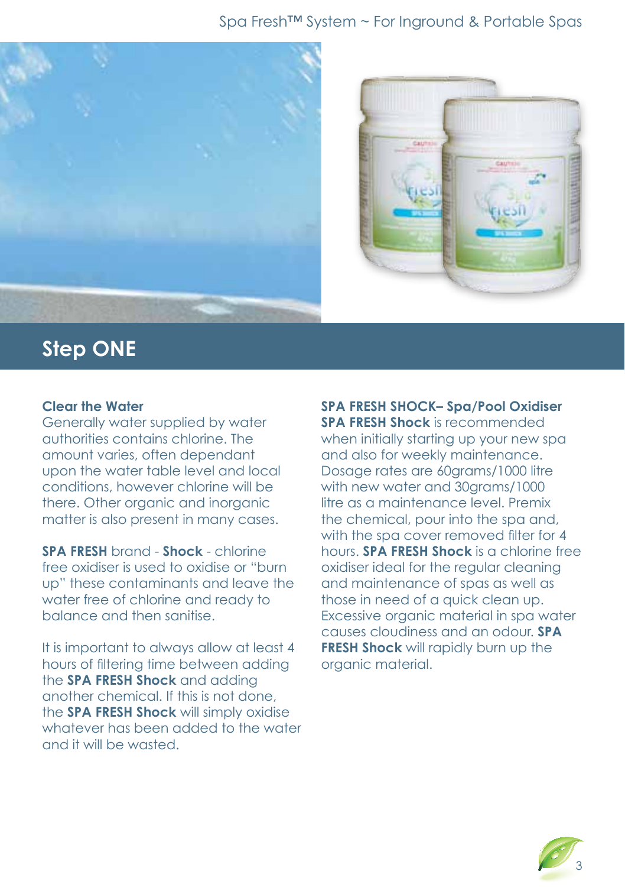## Step ONE

### Clear the Water

Generally water supplied by water authorities contains chlorine. The amount varies, often dependant upon the water table level and local conditions, however chlorine will be there. Other organic and inorganic matter is also present in many cases.

**SPA FRESH** brand - **Shock** - chlorine free oxidiser is used to oxidise or "burn up" these contaminants and leave the water free of chlorine and ready to balance and then sanitise.

It is important to always allow at least 4 hours of filtering time between adding the **SPA FRESH Shock** and adding another chemical. If this is not done, the **SPA FRESH Shock** will simply oxidise whatever has been added to the water and it will be wasted.

### SPA FRESH SHOCK– Spa/Pool Oxidiser

**SPA FRESH Shock** is recommended when initially starting up your new spa and also for weekly maintenance. Dosage rates are 60grams/1000 litre with new water and 30grams/1000 litre as a maintenance level. Premix the chemical, pour into the spa and, with the spa cover removed filter for 4 hours. **SPA FRESH Shock** is a chlorine free oxidiser ideal for the regular cleaning and maintenance of spas as well as those in need of a quick clean up. Excessive organic material in spa water causes cloudiness and an odour. **SPA FRESH Shock** will rapidly burn up the organic material.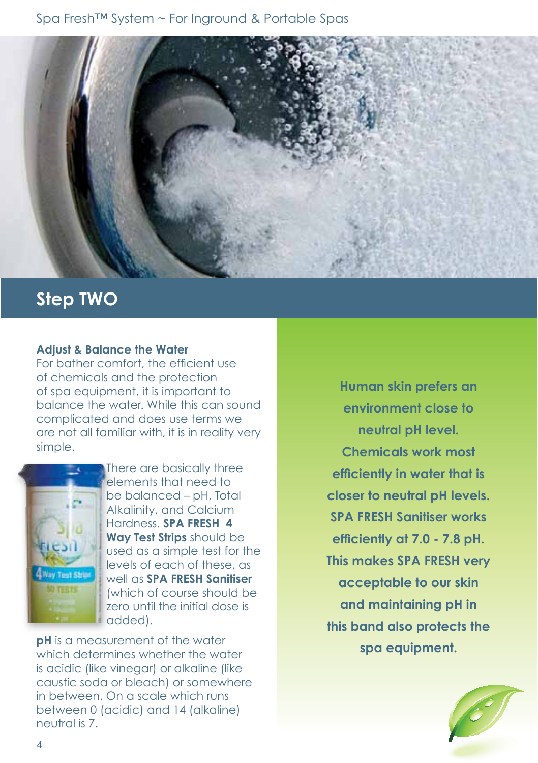## Step TWO

**Adjust & Balance the Water**

For bather comfort, the efficient use of chemicals and the protection of spa equipment, it is important to balance the water. While this can sound complicated and does use terms we are not all familiar with, it is in reality very simple.

There are basically three elements that need to be balanced – pH, Total Alkalinity, and Calcium Hardness. **SPA FRESH 4 Way Test Strips** should be used as a simple test for the levels of each of these, as well as **SPA FRESH Sanitiser** (which of course should be zero until the initial dose is added).

**pH** is a measurement of the water which determines whether the water is acidic (like vinegar) or alkaline (like caustic soda or bleach) or somewhere in between. On a scale which runs between 0 (acidic) and 14 (alkaline) neutral is 7.

**Human skin prefers an environment close to neutral pH level. Chemicals work most efficiently in water that is closer to neutral pH levels. SPA FRESH Sanitiser works efficiently at 7.0 - 7.8 pH. This makes SPA FRESH very acceptable to our skin and maintaining pH in this band also protects the spa equipment.**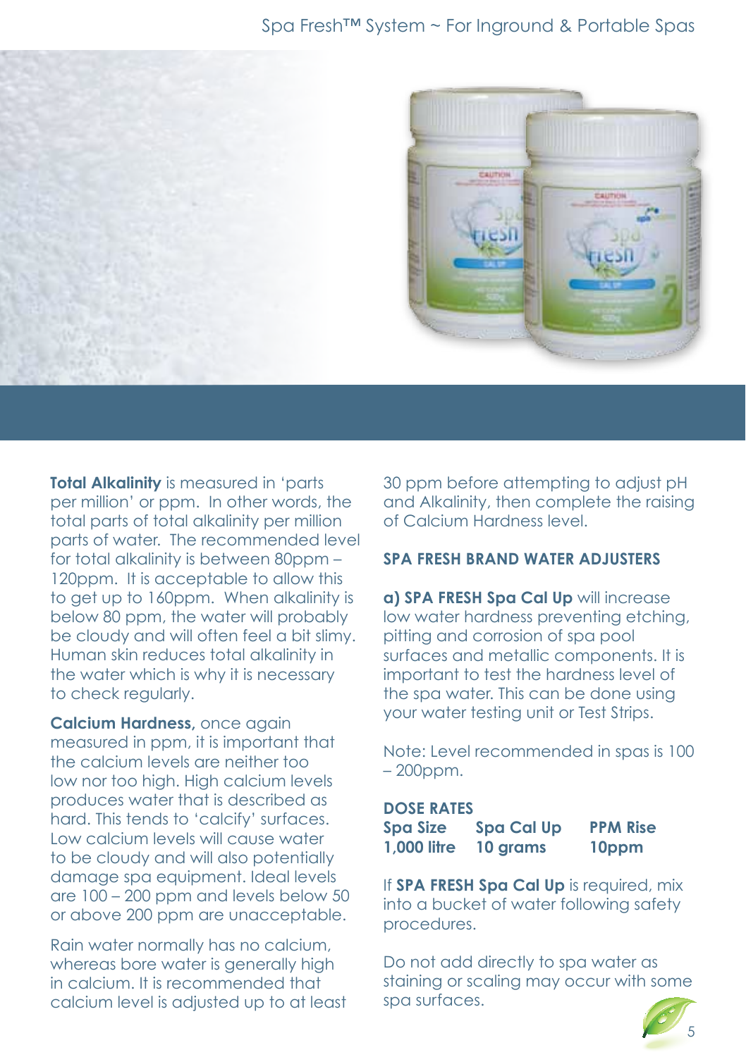**Total Alkalinity** is measured in 'parts per million' or ppm. In other words, the total parts of total alkalinity per million parts of water. The recommended level for total alkalinity is between 80ppm – 120ppm. It is acceptable to allow this to get up to 160ppm. When alkalinity is below 80 ppm, the water will probably be cloudy and will often feel a bit slimy. Human skin reduces total alkalinity in the water which is why it is necessary to check regularly.

**Calcium Hardness,** once again measured in ppm, it is important that the calcium levels are neither too low nor too high. High calcium levels produces water that is described as hard. This tends to 'calcify' surfaces. Low calcium levels will cause water to be cloudy and will also potentially damage spa equipment. Ideal levels are 100 – 200 ppm and levels below 50 or above 200 ppm are unacceptable.

Rain water normally has no calcium, whereas bore water is generally high in calcium. It is recommended that calcium level is adjusted up to at least 30 ppm before attempting to adjust pH and Alkalinity, then complete the raising of Calcium Hardness level.

## SPA FRESH BRAND WATER ADJUSTERS

**a) SPA FRESH Spa Cal Up** will increase low water hardness preventing etching, pitting and corrosion of spa pool surfaces and metallic components. It is important to test the hardness level of the spa water. This can be done using your water testing unit or Test Strips.

Note: Level recommended in spas is 100 – 200ppm.

### DOSE RATES

| Spa Size | Spa Cal Up | PPM Rise |
|---|---|---|
| 1,000 litre | 10 grams | 10ppm |

If **SPA FRESH Spa Cal Up** is required, mix into a bucket of water following safety procedures.

Do not add directly to spa water as staining or scaling may occur with some spa surfaces.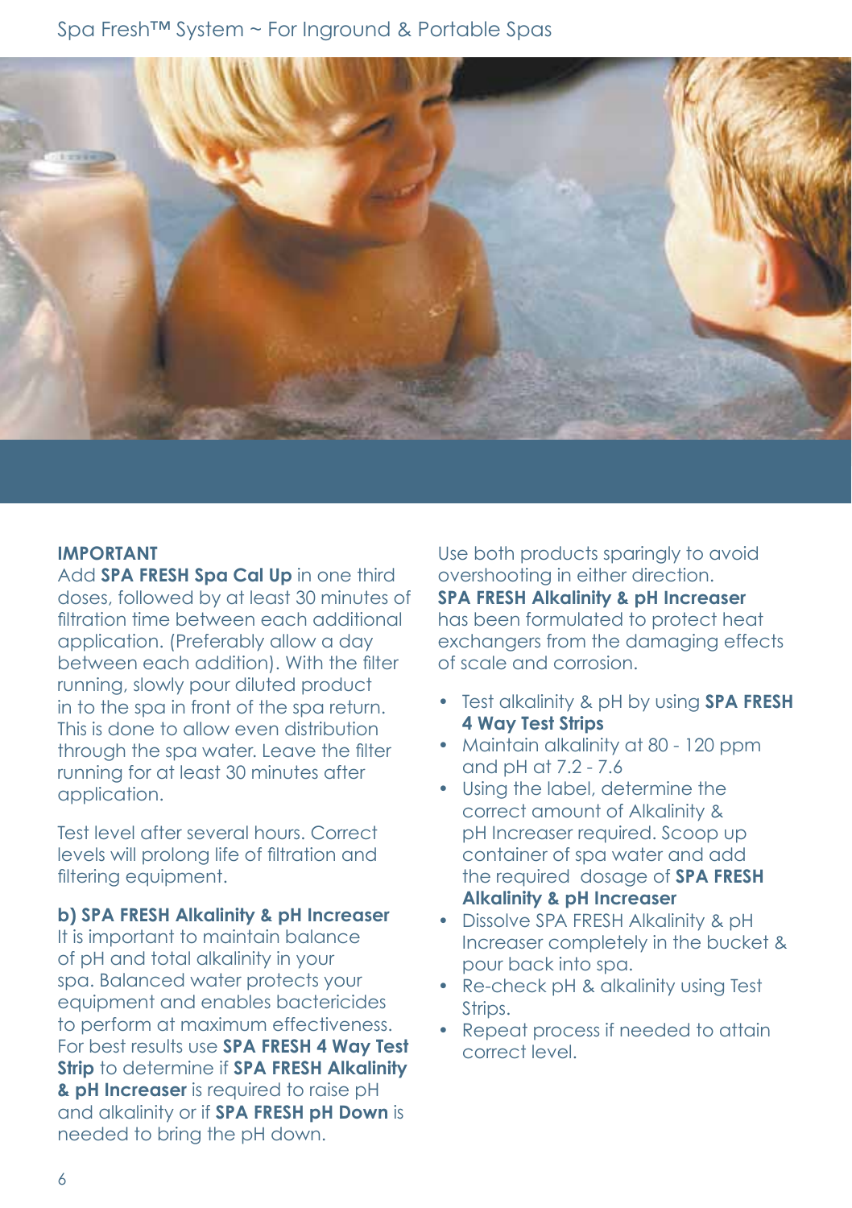**IMPORTANT**

Add **SPA FRESH Spa Cal Up** in one third doses, followed by at least 30 minutes of filtration time between each additional application. (Preferably allow a day between each addition). With the filter running, slowly pour diluted product in to the spa in front of the spa return. This is done to allow even distribution through the spa water. Leave the filter running for at least 30 minutes after application.

Test level after several hours. Correct levels will prolong life of filtration and filtering equipment.

**b) SPA FRESH Alkalinity & pH Increaser**

It is important to maintain balance of pH and total alkalinity in your spa. Balanced water protects your equipment and enables bactericides to perform at maximum effectiveness. For best results use **SPA FRESH 4 Way Test Strip** to determine if **SPA FRESH Alkalinity & pH Increaser** is required to raise pH and alkalinity or if **SPA FRESH pH Down** is needed to bring the pH down.

Use both products sparingly to avoid overshooting in either direction. **SPA FRESH Alkalinity & pH Increaser** has been formulated to protect heat exchangers from the damaging effects of scale and corrosion.

- Test alkalinity & pH by using **SPA FRESH 4 Way Test Strips**
- Maintain alkalinity at 80 - 120 ppm and pH at 7.2 - 7.6
- Using the label, determine the correct amount of Alkalinity & pH Increaser required. Scoop up container of spa water and add the required dosage of **SPA FRESH Alkalinity & pH Increaser**
- Dissolve SPA FRESH Alkalinity & pH Increaser completely in the bucket & pour back into spa.
- Re-check pH & alkalinity using Test Strips.
- Repeat process if needed to attain correct level.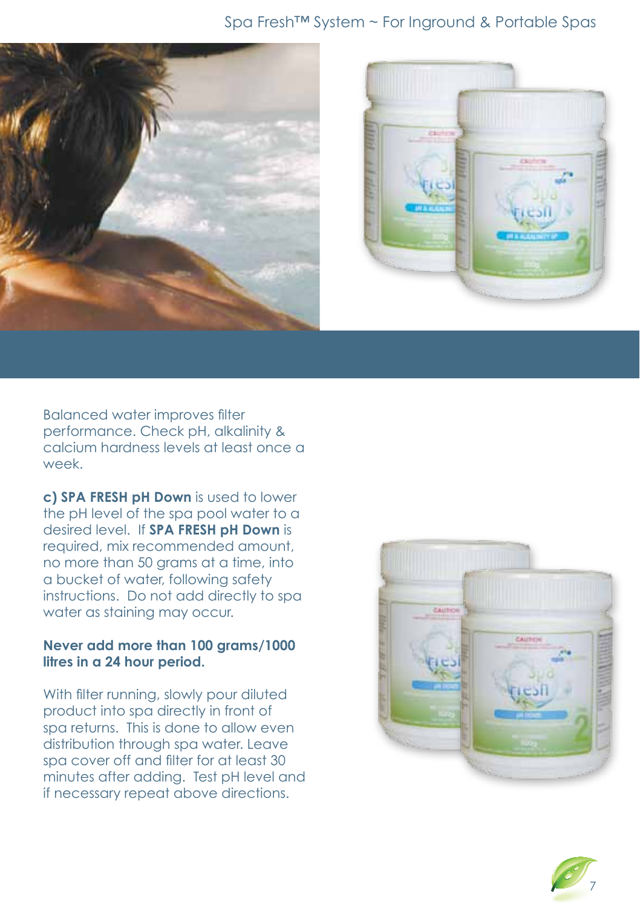Balanced water improves filter performance. Check pH, alkalinity & calcium hardness levels at least once a week.

**c) SPA FRESH pH Down** is used to lower the pH level of the spa pool water to a desired level. If **SPA FRESH pH Down** is required, mix recommended amount, no more than 50 grams at a time, into a bucket of water, following safety instructions. Do not add directly to spa water as staining may occur.

**Never add more than 100 grams/1000 litres in a 24 hour period.**

With filter running, slowly pour diluted product into spa directly in front of spa returns. This is done to allow even distribution through spa water. Leave spa cover off and filter for at least 30 minutes after adding. Test pH level and if necessary repeat above directions.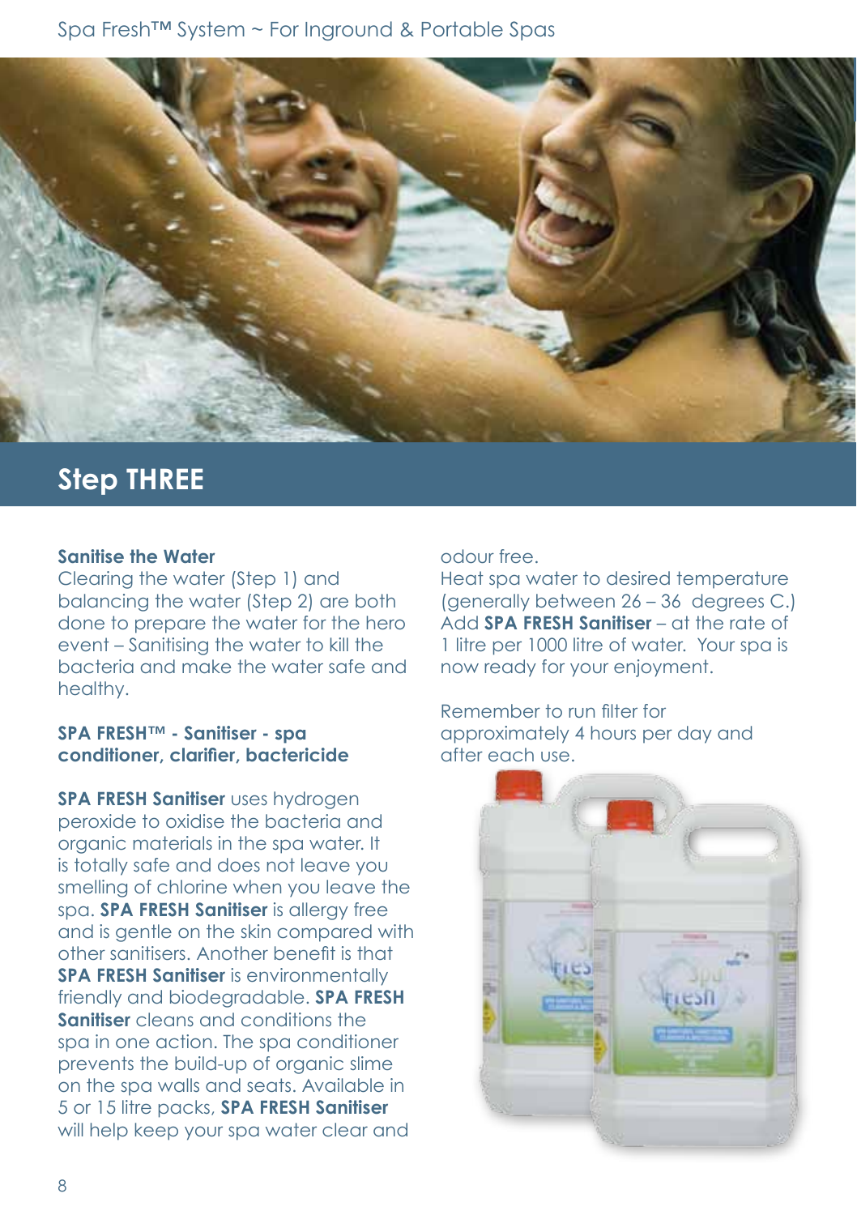## Step THREE

### Sanitise the Water

Clearing the water (Step 1) and balancing the water (Step 2) are both done to prepare the water for the hero event – Sanitising the water to kill the bacteria and make the water safe and healthy.

**SPA FRESH™ - Sanitiser - spa conditioner, clarifier, bactericide**

**SPA FRESH Sanitiser** uses hydrogen peroxide to oxidise the bacteria and organic materials in the spa water. It is totally safe and does not leave you smelling of chlorine when you leave the spa. **SPA FRESH Sanitiser** is allergy free and is gentle on the skin compared with other sanitisers. Another benefit is that **SPA FRESH Sanitiser** is environmentally friendly and biodegradable. **SPA FRESH Sanitiser** cleans and conditions the spa in one action. The spa conditioner prevents the build-up of organic slime on the spa walls and seats. Available in 5 or 15 litre packs, **SPA FRESH Sanitiser** will help keep your spa water clear and odour free.

Heat spa water to desired temperature (generally between 26 – 36 degrees C.) Add **SPA FRESH Sanitiser** – at the rate of 1 litre per 1000 litre of water. Your spa is now ready for your enjoyment.

Remember to run filter for approximately 4 hours per day and after each use.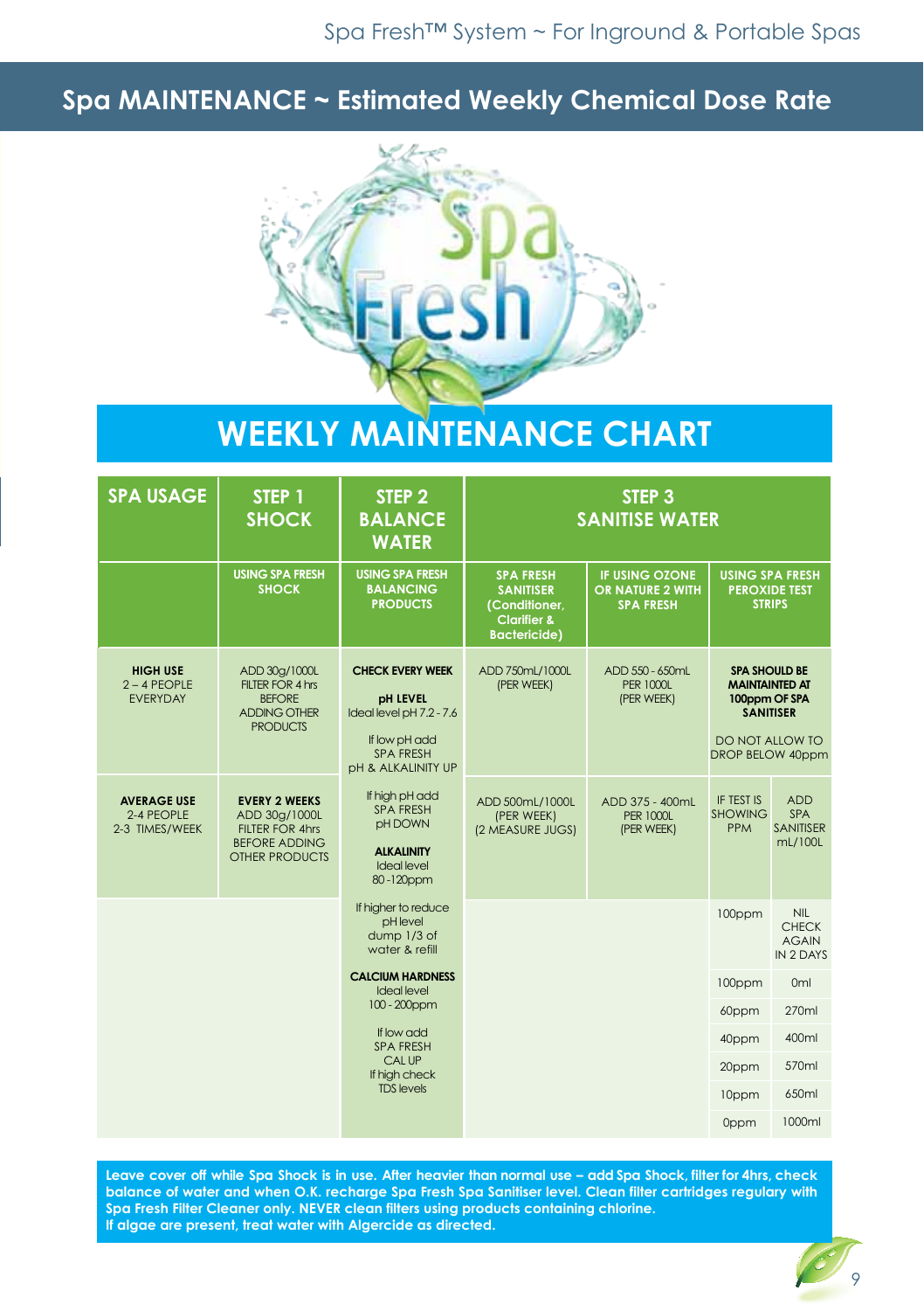## Spa MAINTENANCE ~ Estimated Weekly Chemical Dose Rate

# WEEKLY MAINTENANCE CHART

| SPA USAGE | STEP 1 SHOCK | STEP 2 BALANCE WATER | STEP 3 SANITISE WATER | | | |
|---|---|---|---|---|---|---|
| | USING SPA FRESH SHOCK | USING SPA FRESH BALANCING PRODUCTS | SPA FRESH SANITISER (Conditioner, Clarifier & Bactericide) | IF USING OZONE OR NATURE 2 WITH SPA FRESH | USING SPA FRESH PEROXIDE TEST STRIPS | |
| **HIGH USE** 2 – 4 PEOPLE EVERYDAY | ADD 30g/1000L FILTER FOR 4 hrs BEFORE ADDING OTHER PRODUCTS | **CHECK EVERY WEEK** **pH LEVEL** Ideal level pH 7.2 - 7.6 If low pH add SPA FRESH pH & ALKALINITY UP | ADD 750mL/1000L (PER WEEK) | ADD 550 - 650mL PER 1000L (PER WEEK) | **SPA SHOULD BE MAINTAINTED AT 100ppm OF SPA SANITISER** DO NOT ALLOW TO DROP BELOW 40ppm | |
| **AVERAGE USE** 2-4 PEOPLE 2-3 TIMES/WEEK | **EVERY 2 WEEKS** ADD 30g/1000L FILTER FOR 4hrs BEFORE ADDING OTHER PRODUCTS | If high pH add SPA FRESH pH DOWN **ALKALINITY** Ideal level 80 -120ppm | ADD 500mL/1000L (PER WEEK) (2 MEASURE JUGS) | ADD 375 - 400mL PER 1000L (PER WEEK) | IF TEST IS SHOWING PPM | ADD SPA SANITISER mL/100L |
| | | If higher to reduce pH level dump 1/3 of water & refill **CALCIUM HARDNESS** Ideal level 100 - 200ppm If low add SPA FRESH CAL UP If high check TDS levels | | | 100ppm | NIL CHECK AGAIN IN 2 DAYS |
| | | | | | 100ppm | 0ml |
| | | | | | 60ppm | 270ml |
| | | | | | 40ppm | 400ml |
| | | | | | 20ppm | 570ml |
| | | | | | 10ppm | 650ml |
| | | | | | 0ppm | 1000ml |

**Leave cover off while Spa Shock is in use. After heavier than normal use – add Spa Shock, filter for 4hrs, check balance of water and when O.K. recharge Spa Fresh Spa Sanitiser level. Clean filter cartridges regulary with Spa Fresh Filter Cleaner only. NEVER clean filters using products containing chlorine. If algae are present, treat water with Algercide as directed.**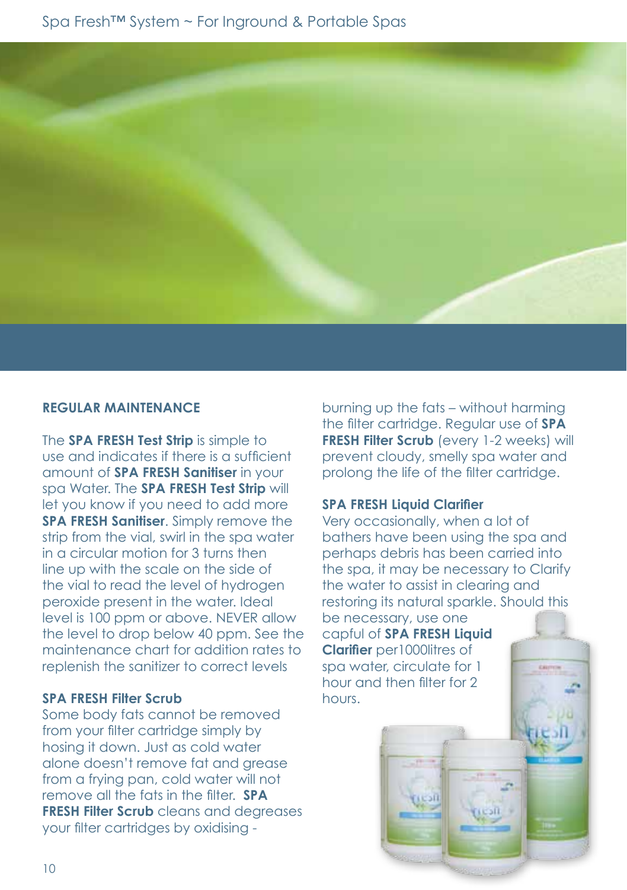## REGULAR MAINTENANCE

The **SPA FRESH Test Strip** is simple to use and indicates if there is a sufficient amount of **SPA FRESH Sanitiser** in your spa Water. The **SPA FRESH Test Strip** will let you know if you need to add more **SPA FRESH Sanitiser**. Simply remove the strip from the vial, swirl in the spa water in a circular motion for 3 turns then line up with the scale on the side of the vial to read the level of hydrogen peroxide present in the water. Ideal level is 100 ppm or above. NEVER allow the level to drop below 40 ppm. See the maintenance chart for addition rates to replenish the sanitizer to correct levels

### SPA FRESH Filter Scrub

Some body fats cannot be removed from your filter cartridge simply by hosing it down. Just as cold water alone doesn't remove fat and grease from a frying pan, cold water will not remove all the fats in the filter. **SPA FRESH Filter Scrub** cleans and degreases your filter cartridges by oxidising - burning up the fats – without harming the filter cartridge. Regular use of **SPA FRESH Filter Scrub** (every 1-2 weeks) will prevent cloudy, smelly spa water and prolong the life of the filter cartridge.

### SPA FRESH Liquid Clarifier

Very occasionally, when a lot of bathers have been using the spa and perhaps debris has been carried into the spa, it may be necessary to Clarify the water to assist in clearing and restoring its natural sparkle. Should this be necessary, use one capful of **SPA FRESH Liquid Clarifier** per1000litres of spa water, circulate for 1 hour and then filter for 2 hours.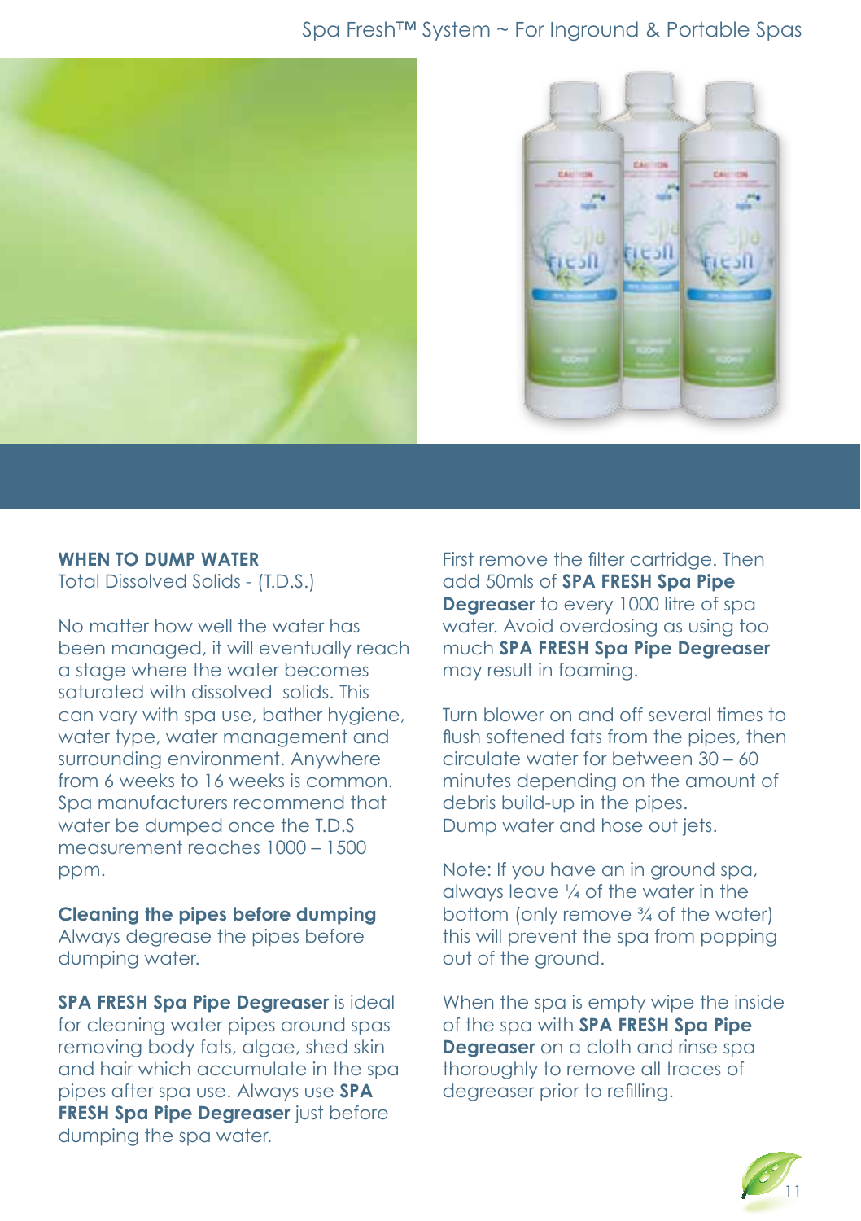## WHEN TO DUMP WATER

Total Dissolved Solids - (T.D.S.)

No matter how well the water has been managed, it will eventually reach a stage where the water becomes saturated with dissolved solids. This can vary with spa use, bather hygiene, water type, water management and surrounding environment. Anywhere from 6 weeks to 16 weeks is common. Spa manufacturers recommend that water be dumped once the T.D.S measurement reaches 1000 – 1500 ppm.

### Cleaning the pipes before dumping

Always degrease the pipes before dumping water.

**SPA FRESH Spa Pipe Degreaser** is ideal for cleaning water pipes around spas removing body fats, algae, shed skin and hair which accumulate in the spa pipes after spa use. Always use **SPA FRESH Spa Pipe Degreaser** just before dumping the spa water.

First remove the filter cartridge. Then add 50mls of **SPA FRESH Spa Pipe Degreaser** to every 1000 litre of spa water. Avoid overdosing as using too much **SPA FRESH Spa Pipe Degreaser** may result in foaming.

Turn blower on and off several times to flush softened fats from the pipes, then circulate water for between 30 – 60 minutes depending on the amount of debris build-up in the pipes.
Dump water and hose out jets.

Note: If you have an in ground spa, always leave ¼ of the water in the bottom (only remove ¾ of the water) this will prevent the spa from popping out of the ground.

When the spa is empty wipe the inside of the spa with **SPA FRESH Spa Pipe Degreaser** on a cloth and rinse spa thoroughly to remove all traces of degreaser prior to refilling.